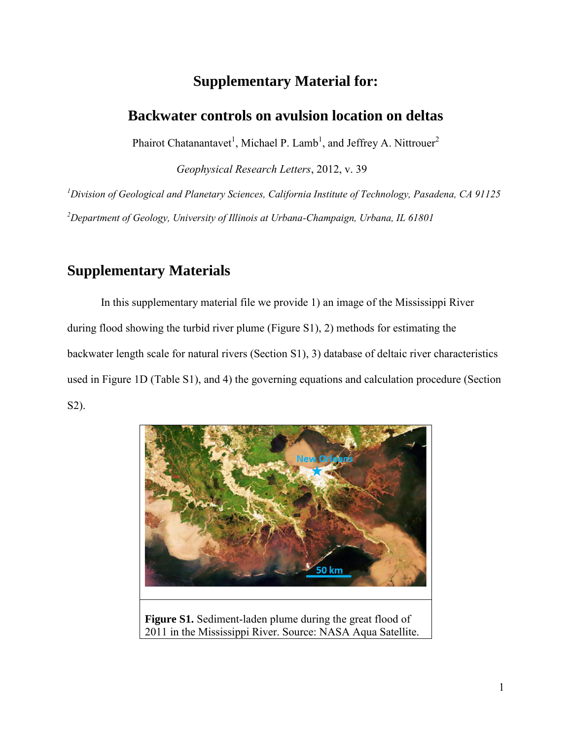# Supplementary Material for:

## Backwater controls on avulsion location on deltas

Phairot Chatanantavet[1], Michael P. Lamb[1], and Jeffrey A. Nittrouer[2]

*Geophysical Research Letters*, 2012, v. 39

[1]*Division of Geological and Planetary Sciences, California Institute of Technology, Pasadena, CA 91125*

[2]*Department of Geology, University of Illinois at Urbana-Champaign, Urbana, IL 61801*

## Supplementary Materials

In this supplementary material file we provide 1) an image of the Mississippi River during flood showing the turbid river plume (Figure S1), 2) methods for estimating the backwater length scale for natural rivers (Section S1), 3) database of deltaic river characteristics used in Figure 1D (Table S1), and 4) the governing equations and calculation procedure (Section S2).

**Figure S1.** Sediment-laden plume during the great flood of 2011 in the Mississippi River. Source: NASA Aqua Satellite.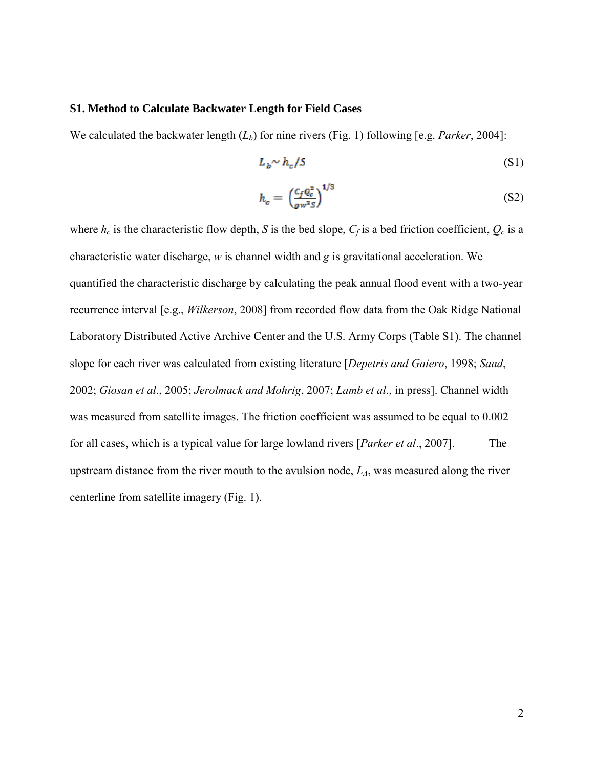### S1. Method to Calculate Backwater Length for Field Cases

We calculated the backwater length ($L_b$) for nine rivers (Fig. 1) following [e.g. *Parker*, 2004]:

$$L_b \sim h_c / S \tag{S1}$$

$$h_c = \left( \frac{C_f Q_c^2}{g w^2 S} \right)^{1/3} \tag{S2}$$

where $h_c$ is the characteristic flow depth, $S$ is the bed slope, $C_f$ is a bed friction coefficient, $Q_c$ is a characteristic water discharge, $w$ is channel width and $g$ is gravitational acceleration. We quantified the characteristic discharge by calculating the peak annual flood event with a two-year recurrence interval [e.g., *Wilkerson*, 2008] from recorded flow data from the Oak Ridge National Laboratory Distributed Active Archive Center and the U.S. Army Corps (Table S1). The channel slope for each river was calculated from existing literature [*Depetris and Gaiero*, 1998; *Saad*, 2002; *Giosan et al*., 2005; *Jerolmack and Mohrig*, 2007; *Lamb et al*., in press]. Channel width was measured from satellite images. The friction coefficient was assumed to be equal to 0.002 for all cases, which is a typical value for large lowland rivers [*Parker et al*., 2007]. The upstream distance from the river mouth to the avulsion node, $L_A$, was measured along the river centerline from satellite imagery (Fig. 1).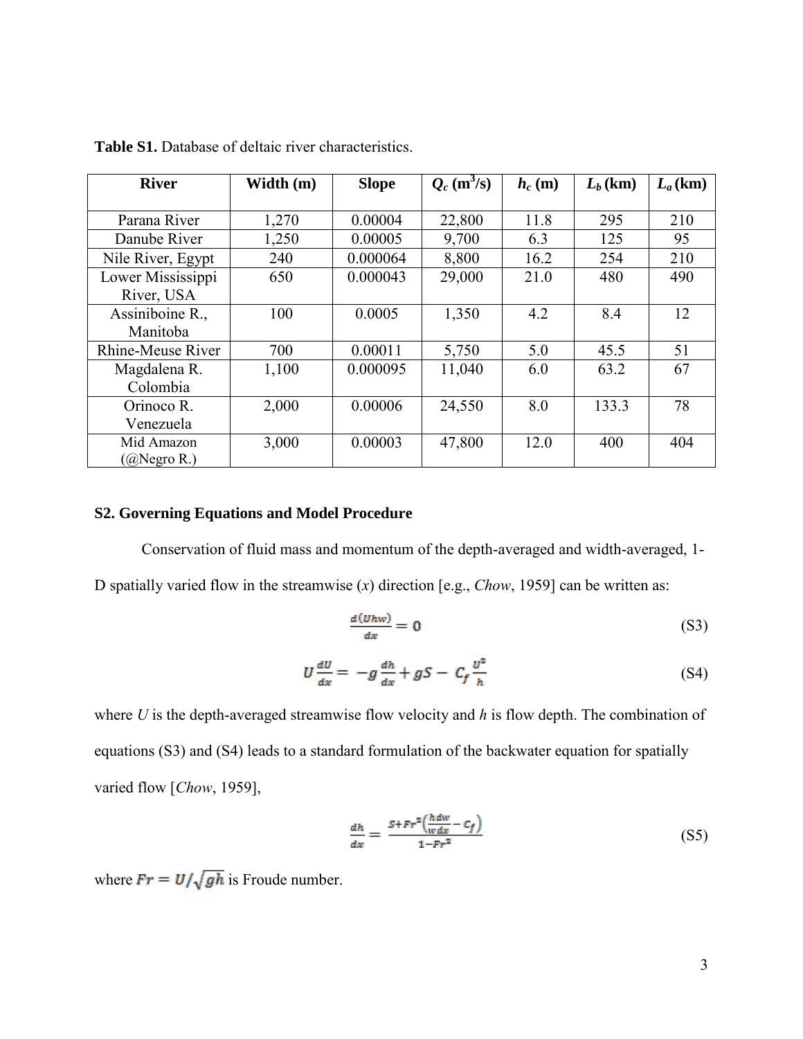**Table S1.** Database of deltaic river characteristics.

| River | Width (m) | Slope | $Q_c$ (m$^3$/s) | $h_c$ (m) | $L_b$ (km) | $L_a$ (km) |
|---|---|---|---|---|---|---|
| Parana River | 1,270 | 0.00004 | 22,800 | 11.8 | 295 | 210 |
| Danube River | 1,250 | 0.00005 | 9,700 | 6.3 | 125 | 95 |
| Nile River, Egypt | 240 | 0.000064 | 8,800 | 16.2 | 254 | 210 |
| Lower Mississippi River, USA | 650 | 0.000043 | 29,000 | 21.0 | 480 | 490 |
| Assiniboine R., Manitoba | 100 | 0.0005 | 1,350 | 4.2 | 8.4 | 12 |
| Rhine-Meuse River | 700 | 0.00011 | 5,750 | 5.0 | 45.5 | 51 |
| Magdalena R. Colombia | 1,100 | 0.000095 | 11,040 | 6.0 | 63.2 | 67 |
| Orinoco R. Venezuela | 2,000 | 0.00006 | 24,550 | 8.0 | 133.3 | 78 |
| Mid Amazon (@Negro R.) | 3,000 | 0.00003 | 47,800 | 12.0 | 400 | 404 |

## S2. Governing Equations and Model Procedure

Conservation of fluid mass and momentum of the depth-averaged and width-averaged, 1-D spatially varied flow in the streamwise ($x$) direction [e.g., *Chow*, 1959] can be written as:

$$\frac{d(Uhw)}{dx} = 0 \tag{S3}$$

$$U\frac{dU}{dx} = -g\frac{dh}{dx} + gS - C_f\frac{U^2}{h} \tag{S4}$$

where $U$ is the depth-averaged streamwise flow velocity and $h$ is flow depth. The combination of equations (S3) and (S4) leads to a standard formulation of the backwater equation for spatially varied flow [*Chow*, 1959],

$$\frac{dh}{dx} = \frac{S + Fr^2\left(\frac{h}{w}\frac{dw}{dx} - C_f\right)}{1 - Fr^2} \tag{S5}$$

where $Fr = U/\sqrt{gh}$ is Froude number.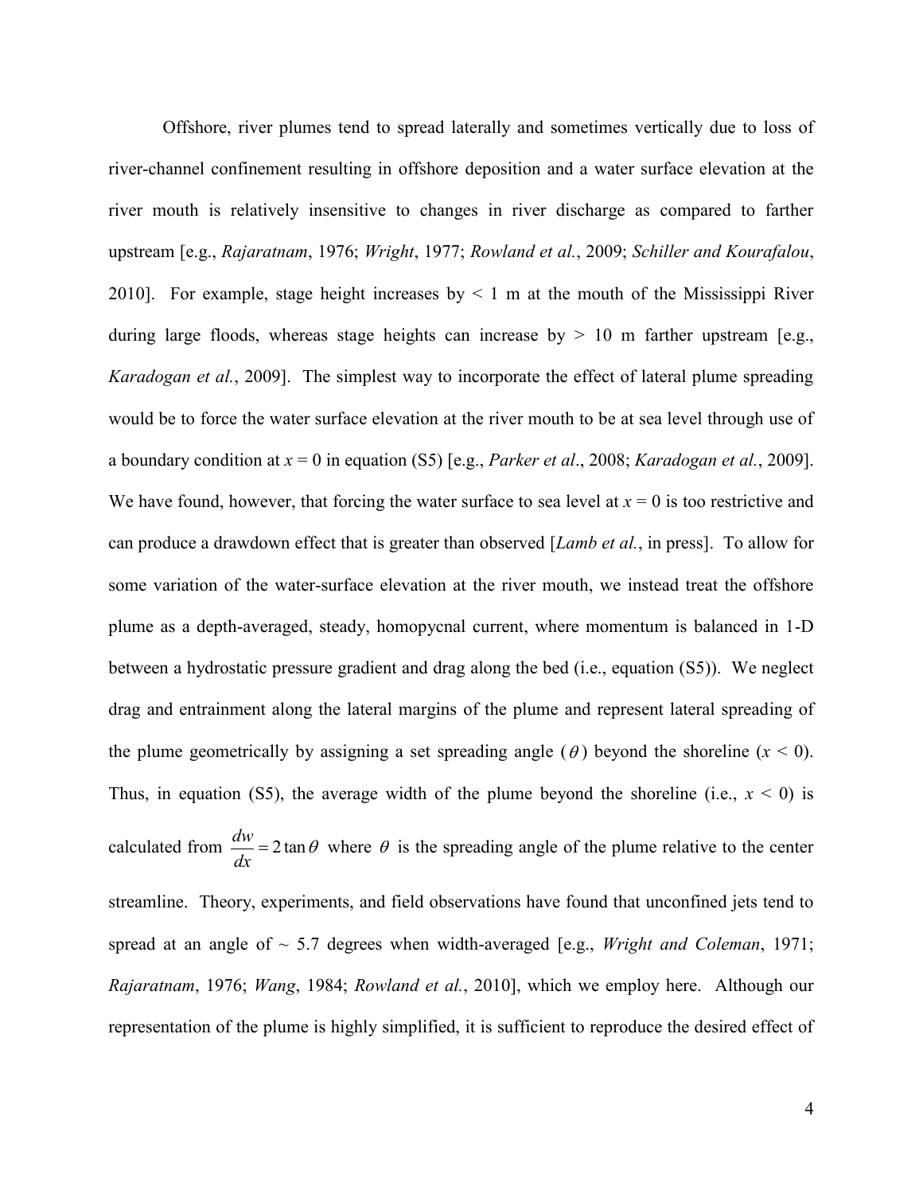Offshore, river plumes tend to spread laterally and sometimes vertically due to loss of river-channel confinement resulting in offshore deposition and a water surface elevation at the river mouth is relatively insensitive to changes in river discharge as compared to farther upstream [e.g., *Rajaratnam*, 1976; *Wright*, 1977; *Rowland et al.*, 2009; *Schiller and Kourafalou*, 2010]. For example, stage height increases by < 1 m at the mouth of the Mississippi River during large floods, whereas stage heights can increase by > 10 m farther upstream [e.g., *Karadogan et al.*, 2009]. The simplest way to incorporate the effect of lateral plume spreading would be to force the water surface elevation at the river mouth to be at sea level through use of a boundary condition at $x = 0$ in equation (S5) [e.g., *Parker et al*., 2008; *Karadogan et al.*, 2009]. We have found, however, that forcing the water surface to sea level at $x = 0$ is too restrictive and can produce a drawdown effect that is greater than observed [*Lamb et al.*, in press]. To allow for some variation of the water-surface elevation at the river mouth, we instead treat the offshore plume as a depth-averaged, steady, homopycnal current, where momentum is balanced in 1-D between a hydrostatic pressure gradient and drag along the bed (i.e., equation (S5)). We neglect drag and entrainment along the lateral margins of the plume and represent lateral spreading of the plume geometrically by assigning a set spreading angle ($\theta$) beyond the shoreline ($x < 0$). Thus, in equation (S5), the average width of the plume beyond the shoreline (i.e., $x < 0$) is calculated from $\frac{dw}{dx} = 2\tan\theta$ where $\theta$ is the spreading angle of the plume relative to the center streamline. Theory, experiments, and field observations have found that unconfined jets tend to spread at an angle of ~ 5.7 degrees when width-averaged [e.g., *Wright and Coleman*, 1971; *Rajaratnam*, 1976; *Wang*, 1984; *Rowland et al.*, 2010], which we employ here. Although our representation of the plume is highly simplified, it is sufficient to reproduce the desired effect of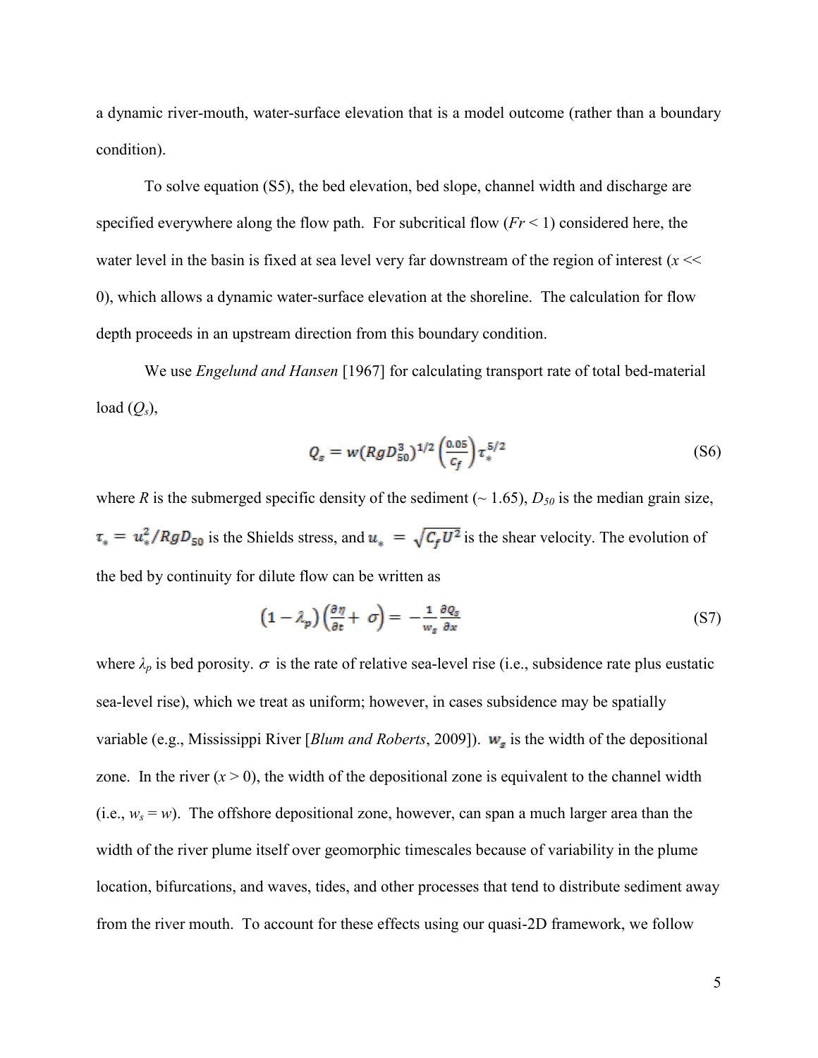a dynamic river-mouth, water-surface elevation that is a model outcome (rather than a boundary condition).

To solve equation (S5), the bed elevation, bed slope, channel width and discharge are specified everywhere along the flow path. For subcritical flow ($Fr < 1$) considered here, the water level in the basin is fixed at sea level very far downstream of the region of interest ($x <<$ 0), which allows a dynamic water-surface elevation at the shoreline. The calculation for flow depth proceeds in an upstream direction from this boundary condition.

We use *Engelund and Hansen* [1967] for calculating transport rate of total bed-material load ($Q_s$),

$$Q_s = w\left(RgD_{50}^3\right)^{1/2}\left(\frac{0.05}{C_f}\right)\tau_*^{5/2} \tag{S6}$$

where $R$ is the submerged specific density of the sediment (~ 1.65), $D_{50}$ is the median grain size, $\tau_* = u_*^2/RgD_{50}$ is the Shields stress, and $u_* = \sqrt{C_f U^2}$ is the shear velocity. The evolution of the bed by continuity for dilute flow can be written as

$$\left(1-\lambda_p\right)\left(\frac{\partial \eta}{\partial t} + \sigma\right) = -\frac{1}{w_s}\frac{\partial Q_s}{\partial x} \tag{S7}$$

where $\lambda_p$ is bed porosity. $\sigma$ is the rate of relative sea-level rise (i.e., subsidence rate plus eustatic sea-level rise), which we treat as uniform; however, in cases subsidence may be spatially variable (e.g., Mississippi River [*Blum and Roberts*, 2009]). $w_s$ is the width of the depositional zone. In the river ($x > 0$), the width of the depositional zone is equivalent to the channel width (i.e., $w_s = w$). The offshore depositional zone, however, can span a much larger area than the width of the river plume itself over geomorphic timescales because of variability in the plume location, bifurcations, and waves, tides, and other processes that tend to distribute sediment away from the river mouth. To account for these effects using our quasi-2D framework, we follow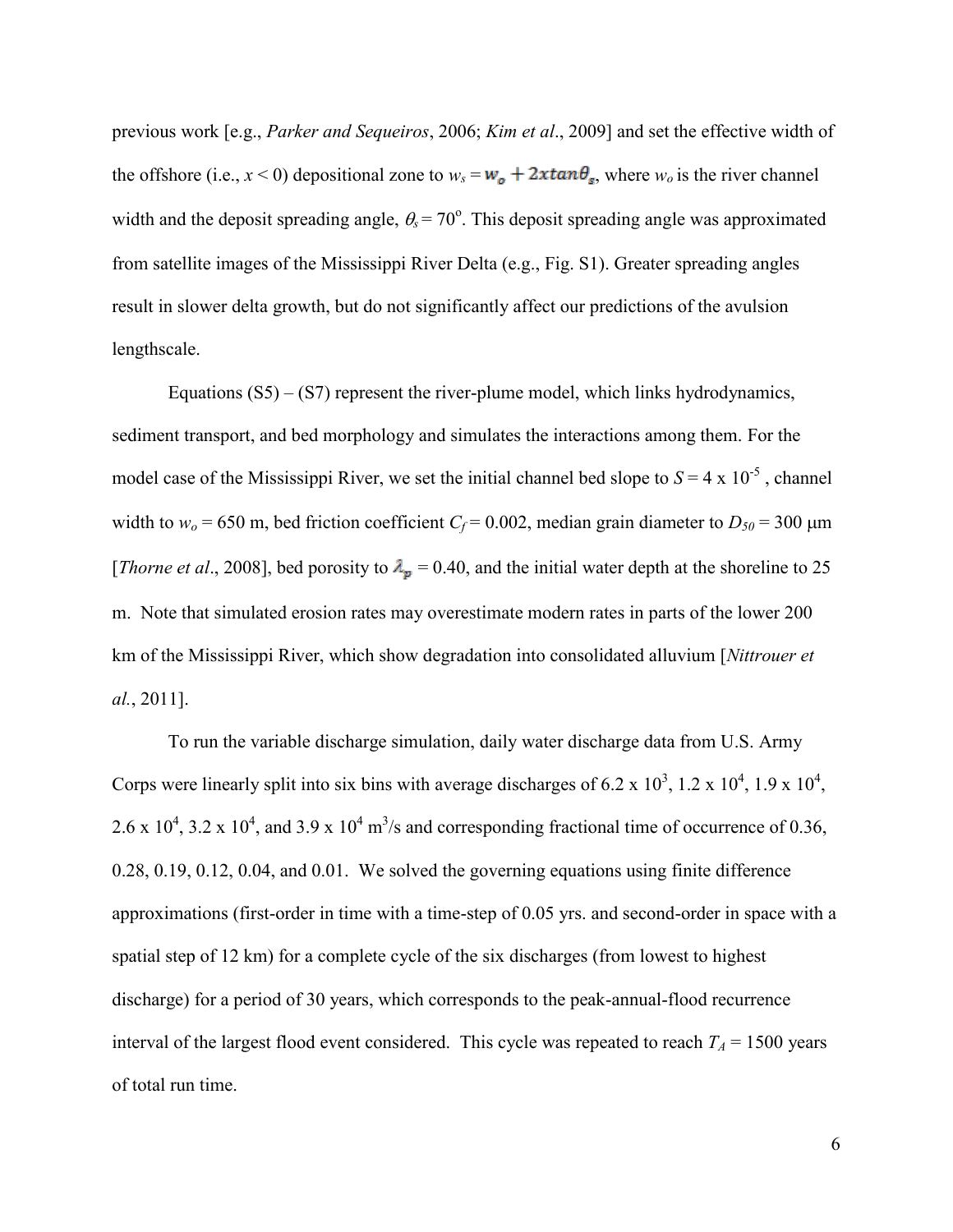previous work [e.g., *Parker and Sequeiros*, 2006; *Kim et al*., 2009] and set the effective width of the offshore (i.e., $x < 0$) depositional zone to $w_s = w_o + 2x\tan\theta_s$, where $w_o$ is the river channel width and the deposit spreading angle, $\theta_s = 70^{\circ}$. This deposit spreading angle was approximated from satellite images of the Mississippi River Delta (e.g., Fig. S1). Greater spreading angles result in slower delta growth, but do not significantly affect our predictions of the avulsion lengthscale.

Equations (S5) – (S7) represent the river-plume model, which links hydrodynamics, sediment transport, and bed morphology and simulates the interactions among them. For the model case of the Mississippi River, we set the initial channel bed slope to $S = 4 \times 10^{-5}$ , channel width to $w_o = 650$ m, bed friction coefficient $C_f = 0.002$, median grain diameter to $D_{50} = 300$ μm [*Thorne et al*., 2008], bed porosity to $\lambda_p = 0.40$, and the initial water depth at the shoreline to 25 m. Note that simulated erosion rates may overestimate modern rates in parts of the lower 200 km of the Mississippi River, which show degradation into consolidated alluvium [*Nittrouer et al.*, 2011].

To run the variable discharge simulation, daily water discharge data from U.S. Army Corps were linearly split into six bins with average discharges of $6.2 \times 10^3$, $1.2 \times 10^4$, $1.9 \times 10^4$, $2.6 \times 10^4$, $3.2 \times 10^4$, and $3.9 \times 10^4$ $m^3/s$ and corresponding fractional time of occurrence of 0.36, 0.28, 0.19, 0.12, 0.04, and 0.01. We solved the governing equations using finite difference approximations (first-order in time with a time-step of 0.05 yrs. and second-order in space with a spatial step of 12 km) for a complete cycle of the six discharges (from lowest to highest discharge) for a period of 30 years, which corresponds to the peak-annual-flood recurrence interval of the largest flood event considered. This cycle was repeated to reach $T_A = 1500$ years of total run time.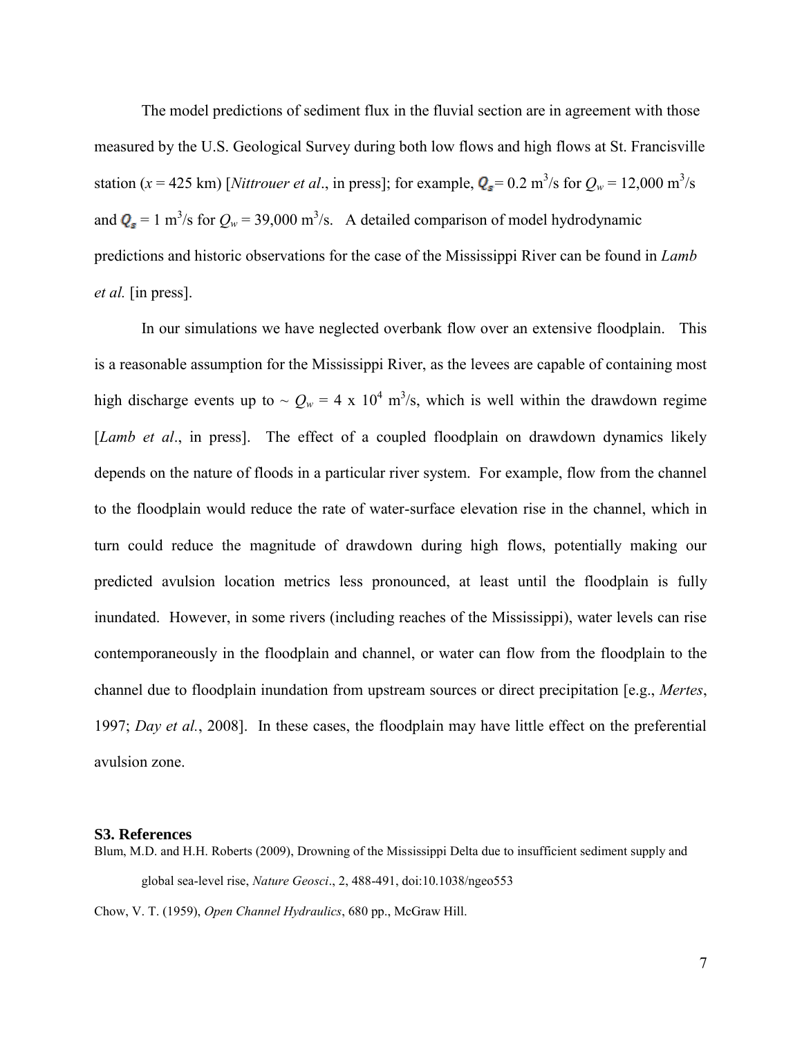The model predictions of sediment flux in the fluvial section are in agreement with those measured by the U.S. Geological Survey during both low flows and high flows at St. Francisville station ($x$ = 425 km) [*Nittrouer et al*., in press]; for example, $\boldsymbol{Q_s}$ = 0.2 m$^3$/s for $Q_w$ = 12,000 m$^3$/s and $\boldsymbol{Q_s}$ = 1 m$^3$/s for $Q_w$ = 39,000 m$^3$/s. A detailed comparison of model hydrodynamic predictions and historic observations for the case of the Mississippi River can be found in *Lamb et al.* [in press].

In our simulations we have neglected overbank flow over an extensive floodplain. This is a reasonable assumption for the Mississippi River, as the levees are capable of containing most high discharge events up to ~ $Q_w = 4 \times 10^4$ m$^3$/s, which is well within the drawdown regime [*Lamb et al*., in press]. The effect of a coupled floodplain on drawdown dynamics likely depends on the nature of floods in a particular river system. For example, flow from the channel to the floodplain would reduce the rate of water-surface elevation rise in the channel, which in turn could reduce the magnitude of drawdown during high flows, potentially making our predicted avulsion location metrics less pronounced, at least until the floodplain is fully inundated. However, in some rivers (including reaches of the Mississippi), water levels can rise contemporaneously in the floodplain and channel, or water can flow from the floodplain to the channel due to floodplain inundation from upstream sources or direct precipitation [e.g., *Mertes*, 1997; *Day et al.*, 2008]. In these cases, the floodplain may have little effect on the preferential avulsion zone.

## S3. References

Blum, M.D. and H.H. Roberts (2009), Drowning of the Mississippi Delta due to insufficient sediment supply and global sea-level rise, *Nature Geosci*., 2, 488-491, doi:10.1038/ngeo553

Chow, V. T. (1959), *Open Channel Hydraulics*, 680 pp., McGraw Hill.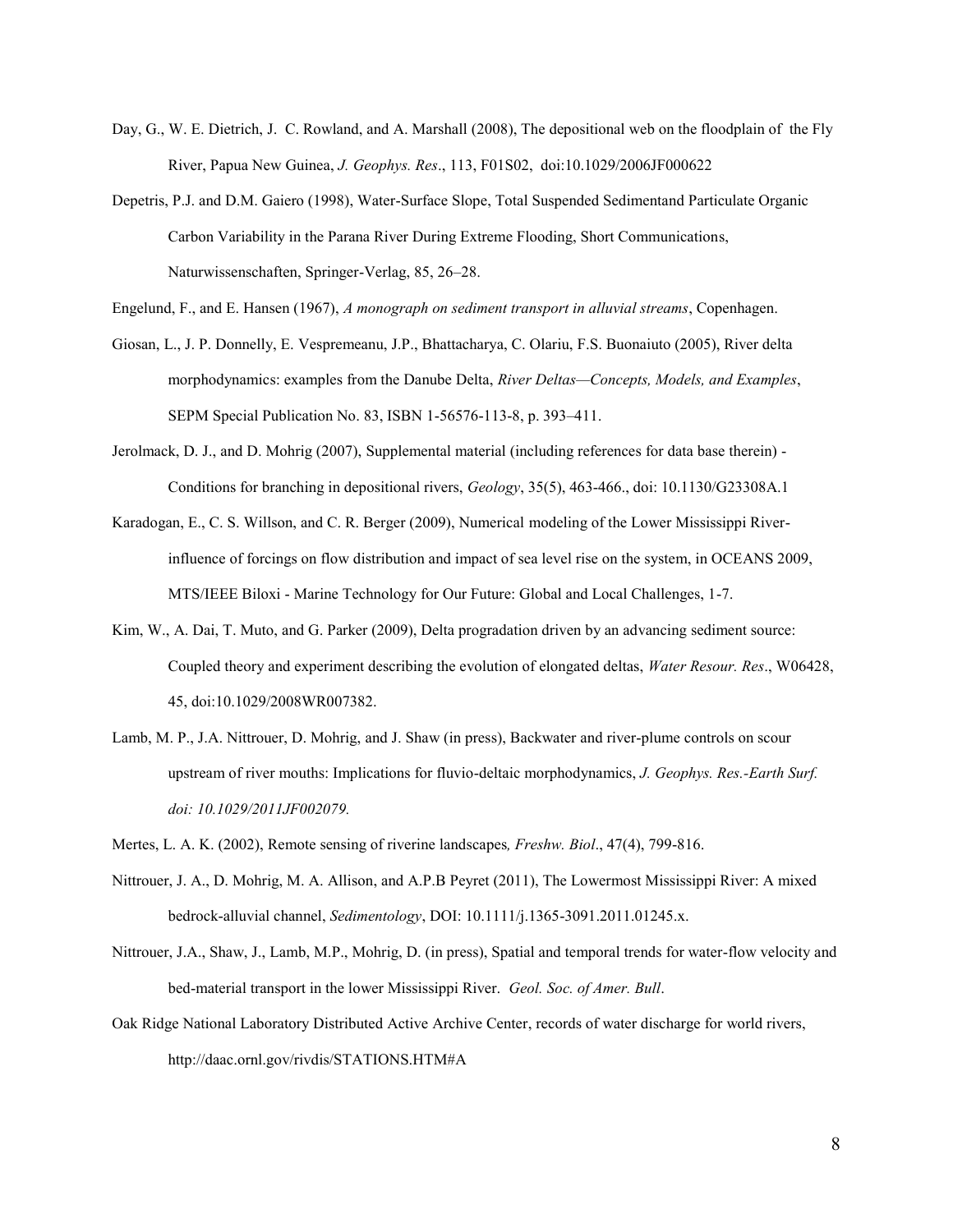Day, G., W. E. Dietrich, J. C. Rowland, and A. Marshall (2008), The depositional web on the floodplain of the Fly River, Papua New Guinea, *J. Geophys. Res*., 113, F01S02, doi:10.1029/2006JF000622

Depetris, P.J. and D.M. Gaiero (1998), Water-Surface Slope, Total Suspended Sedimentand Particulate Organic Carbon Variability in the Parana River During Extreme Flooding, Short Communications, Naturwissenschaften, Springer-Verlag, 85, 26–28.

Engelund, F., and E. Hansen (1967), *A monograph on sediment transport in alluvial streams*, Copenhagen.

Giosan, L., J. P. Donnelly, E. Vespremeanu, J.P., Bhattacharya, C. Olariu, F.S. Buonaiuto (2005), River delta morphodynamics: examples from the Danube Delta, *River Deltas—Concepts, Models, and Examples*, SEPM Special Publication No. 83, ISBN 1-56576-113-8, p. 393–411.

Jerolmack, D. J., and D. Mohrig (2007), Supplemental material (including references for data base therein) - Conditions for branching in depositional rivers, *Geology*, 35(5), 463-466., doi: 10.1130/G23308A.1

Karadogan, E., C. S. Willson, and C. R. Berger (2009), Numerical modeling of the Lower Mississippi River-influence of forcings on flow distribution and impact of sea level rise on the system, in OCEANS 2009, MTS/IEEE Biloxi - Marine Technology for Our Future: Global and Local Challenges, 1-7.

Kim, W., A. Dai, T. Muto, and G. Parker (2009), Delta progradation driven by an advancing sediment source: Coupled theory and experiment describing the evolution of elongated deltas, *Water Resour. Res*., W06428, 45, doi:10.1029/2008WR007382.

Lamb, M. P., J.A. Nittrouer, D. Mohrig, and J. Shaw (in press), Backwater and river-plume controls on scour upstream of river mouths: Implications for fluvio-deltaic morphodynamics, *J. Geophys. Res.-Earth Surf. doi: 10.1029/2011JF002079.*

Mertes, L. A. K. (2002), Remote sensing of riverine landscapes*, Freshw. Biol*., 47(4), 799-816.

Nittrouer, J. A., D. Mohrig, M. A. Allison, and A.P.B Peyret (2011), The Lowermost Mississippi River: A mixed bedrock-alluvial channel, *Sedimentology*, DOI: 10.1111/j.1365-3091.2011.01245.x.

Nittrouer, J.A., Shaw, J., Lamb, M.P., Mohrig, D. (in press), Spatial and temporal trends for water-flow velocity and bed-material transport in the lower Mississippi River. *Geol. Soc. of Amer. Bull*.

Oak Ridge National Laboratory Distributed Active Archive Center, records of water discharge for world rivers, http://daac.ornl.gov/rivdis/STATIONS.HTM#A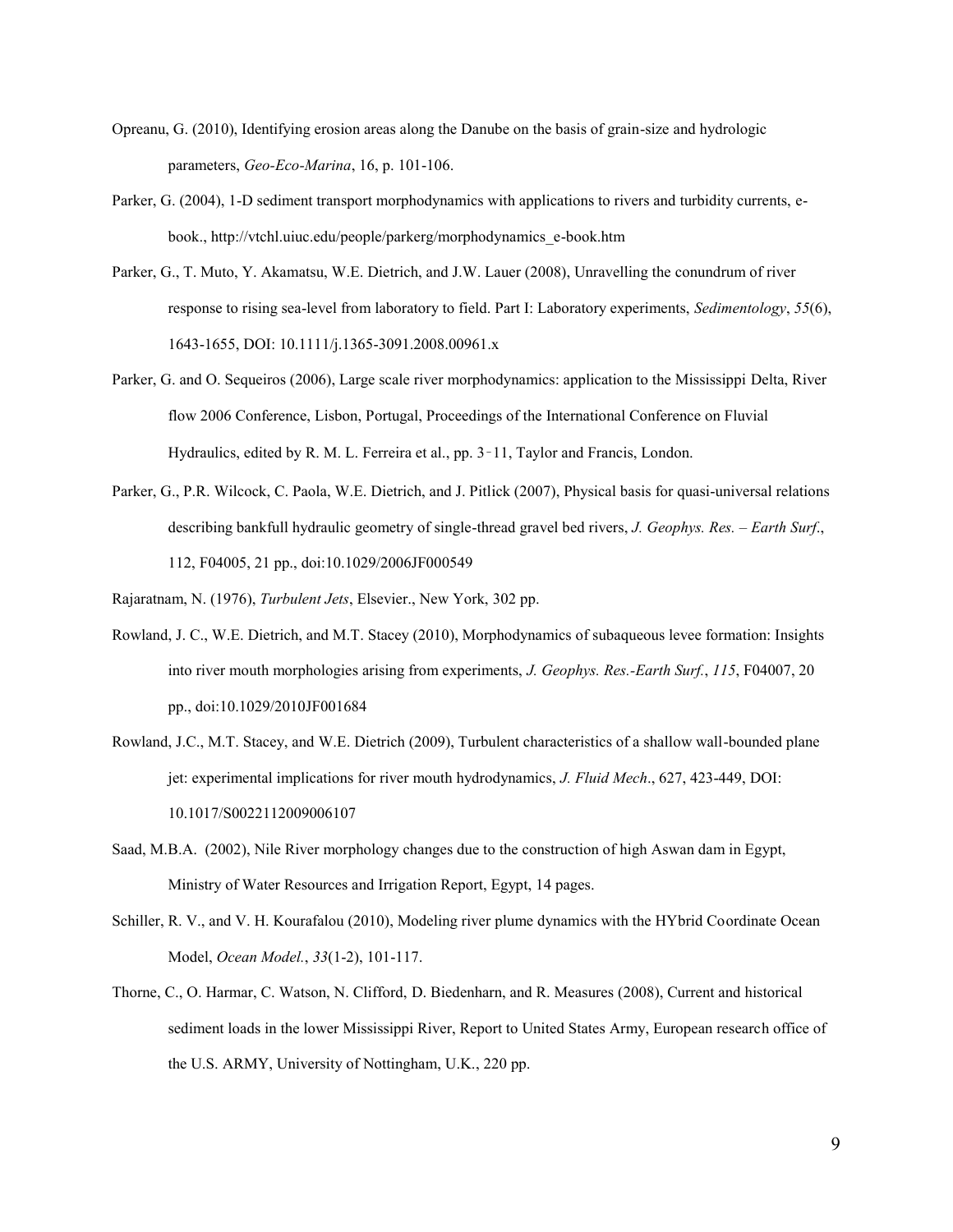Opreanu, G. (2010), Identifying erosion areas along the Danube on the basis of grain-size and hydrologic parameters, *Geo-Eco-Marina*, 16, p. 101-106.

Parker, G. (2004), 1-D sediment transport morphodynamics with applications to rivers and turbidity currents, e-book., http://vtchl.uiuc.edu/people/parkerg/morphodynamics_e-book.htm

Parker, G., T. Muto, Y. Akamatsu, W.E. Dietrich, and J.W. Lauer (2008), Unravelling the conundrum of river response to rising sea-level from laboratory to field. Part I: Laboratory experiments, *Sedimentology*, *55*(6), 1643-1655, DOI: 10.1111/j.1365-3091.2008.00961.x

Parker, G. and O. Sequeiros (2006), Large scale river morphodynamics: application to the Mississippi Delta, River flow 2006 Conference, Lisbon, Portugal, Proceedings of the International Conference on Fluvial Hydraulics, edited by R. M. L. Ferreira et al., pp. 3‑11, Taylor and Francis, London.

Parker, G., P.R. Wilcock, C. Paola, W.E. Dietrich, and J. Pitlick (2007), Physical basis for quasi-universal relations describing bankfull hydraulic geometry of single-thread gravel bed rivers, *J. Geophys. Res. – Earth Surf*., 112, F04005, 21 pp., doi:10.1029/2006JF000549

Rajaratnam, N. (1976), *Turbulent Jets*, Elsevier., New York, 302 pp.

Rowland, J. C., W.E. Dietrich, and M.T. Stacey (2010), Morphodynamics of subaqueous levee formation: Insights into river mouth morphologies arising from experiments, *J. Geophys. Res.-Earth Surf.*, *115*, F04007, 20 pp., doi:10.1029/2010JF001684

Rowland, J.C., M.T. Stacey, and W.E. Dietrich (2009), Turbulent characteristics of a shallow wall-bounded plane jet: experimental implications for river mouth hydrodynamics, *J. Fluid Mech*., 627, 423-449, DOI: 10.1017/S0022112009006107

Saad, M.B.A. (2002), Nile River morphology changes due to the construction of high Aswan dam in Egypt, Ministry of Water Resources and Irrigation Report, Egypt, 14 pages.

Schiller, R. V., and V. H. Kourafalou (2010), Modeling river plume dynamics with the HYbrid Coordinate Ocean Model, *Ocean Model.*, *33*(1-2), 101-117.

Thorne, C., O. Harmar, C. Watson, N. Clifford, D. Biedenharn, and R. Measures (2008), Current and historical sediment loads in the lower Mississippi River, Report to United States Army, European research office of the U.S. ARMY, University of Nottingham, U.K., 220 pp.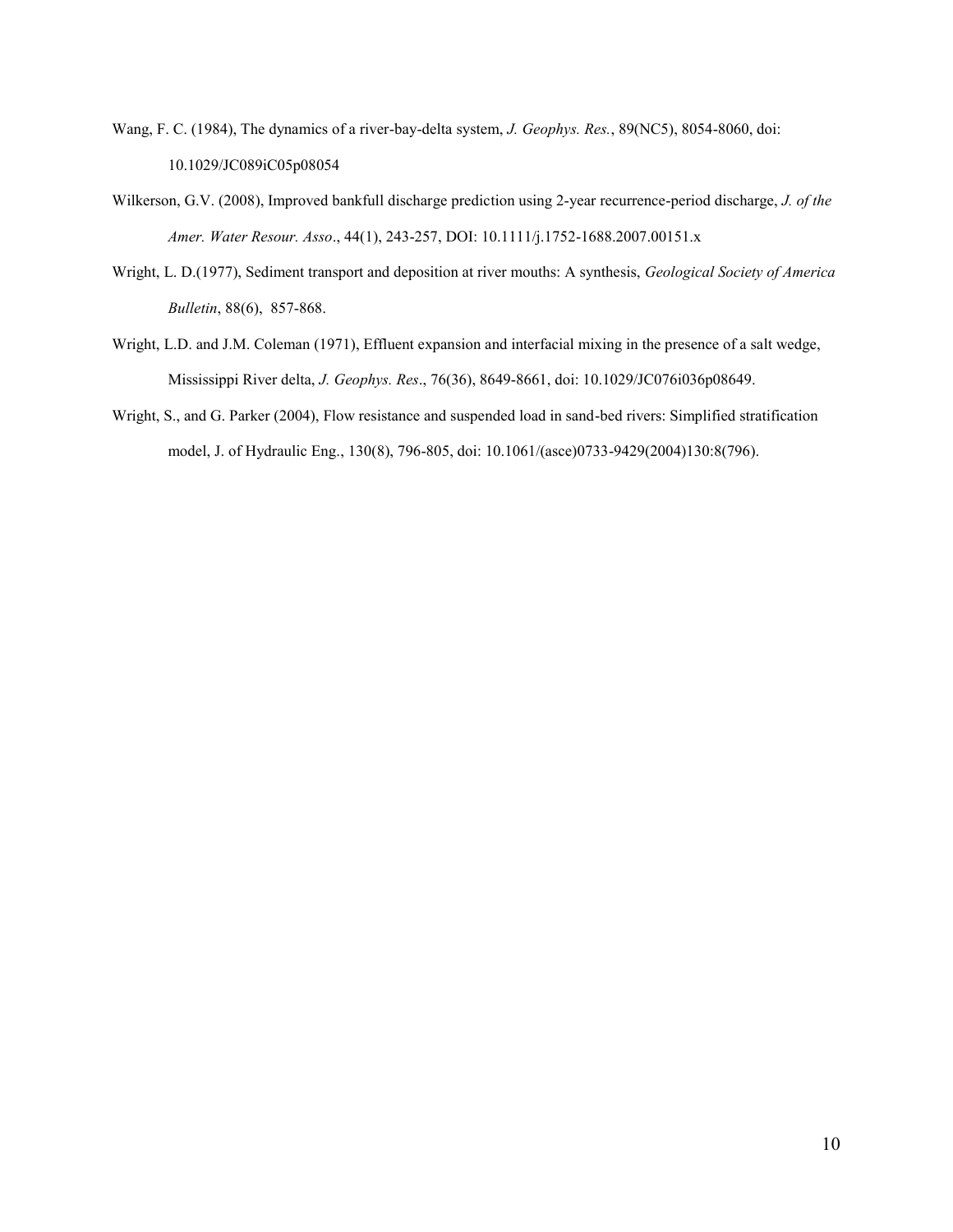Wang, F. C. (1984), The dynamics of a river-bay-delta system, *J. Geophys. Res.*, 89(NC5), 8054-8060, doi: 10.1029/JC089iC05p08054

Wilkerson, G.V. (2008), Improved bankfull discharge prediction using 2-year recurrence-period discharge, *J. of the Amer. Water Resour. Asso*., 44(1), 243-257, DOI: 10.1111/j.1752-1688.2007.00151.x

Wright, L. D.(1977), Sediment transport and deposition at river mouths: A synthesis, *Geological Society of America Bulletin*, 88(6), 857-868.

Wright, L.D. and J.M. Coleman (1971), Effluent expansion and interfacial mixing in the presence of a salt wedge, Mississippi River delta, *J. Geophys. Res*., 76(36), 8649-8661, doi: 10.1029/JC076i036p08649.

Wright, S., and G. Parker (2004), Flow resistance and suspended load in sand-bed rivers: Simplified stratification model, J. of Hydraulic Eng., 130(8), 796-805, doi: 10.1061/(asce)0733-9429(2004)130:8(796).